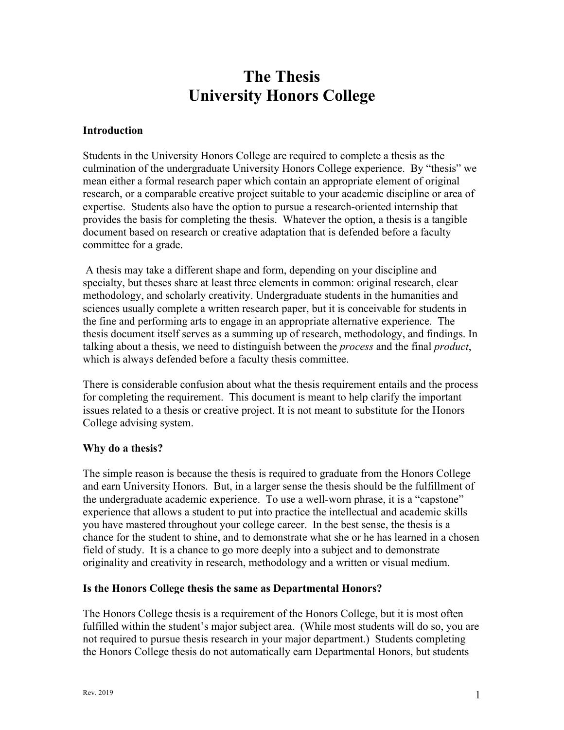# The Thesis
# University Honors College

## Introduction

Students in the University Honors College are required to complete a thesis as the culmination of the undergraduate University Honors College experience. By "thesis" we mean either a formal research paper which contain an appropriate element of original research, or a comparable creative project suitable to your academic discipline or area of expertise. Students also have the option to pursue a research-oriented internship that provides the basis for completing the thesis. Whatever the option, a thesis is a tangible document based on research or creative adaptation that is defended before a faculty committee for a grade.

A thesis may take a different shape and form, depending on your discipline and specialty, but theses share at least three elements in common: original research, clear methodology, and scholarly creativity. Undergraduate students in the humanities and sciences usually complete a written research paper, but it is conceivable for students in the fine and performing arts to engage in an appropriate alternative experience. The thesis document itself serves as a summing up of research, methodology, and findings. In talking about a thesis, we need to distinguish between the *process* and the final *product*, which is always defended before a faculty thesis committee.

There is considerable confusion about what the thesis requirement entails and the process for completing the requirement. This document is meant to help clarify the important issues related to a thesis or creative project. It is not meant to substitute for the Honors College advising system.

## Why do a thesis?

The simple reason is because the thesis is required to graduate from the Honors College and earn University Honors. But, in a larger sense the thesis should be the fulfillment of the undergraduate academic experience. To use a well-worn phrase, it is a "capstone" experience that allows a student to put into practice the intellectual and academic skills you have mastered throughout your college career. In the best sense, the thesis is a chance for the student to shine, and to demonstrate what she or he has learned in a chosen field of study. It is a chance to go more deeply into a subject and to demonstrate originality and creativity in research, methodology and a written or visual medium.

## Is the Honors College thesis the same as Departmental Honors?

The Honors College thesis is a requirement of the Honors College, but it is most often fulfilled within the student's major subject area. (While most students will do so, you are not required to pursue thesis research in your major department.) Students completing the Honors College thesis do not automatically earn Departmental Honors, but students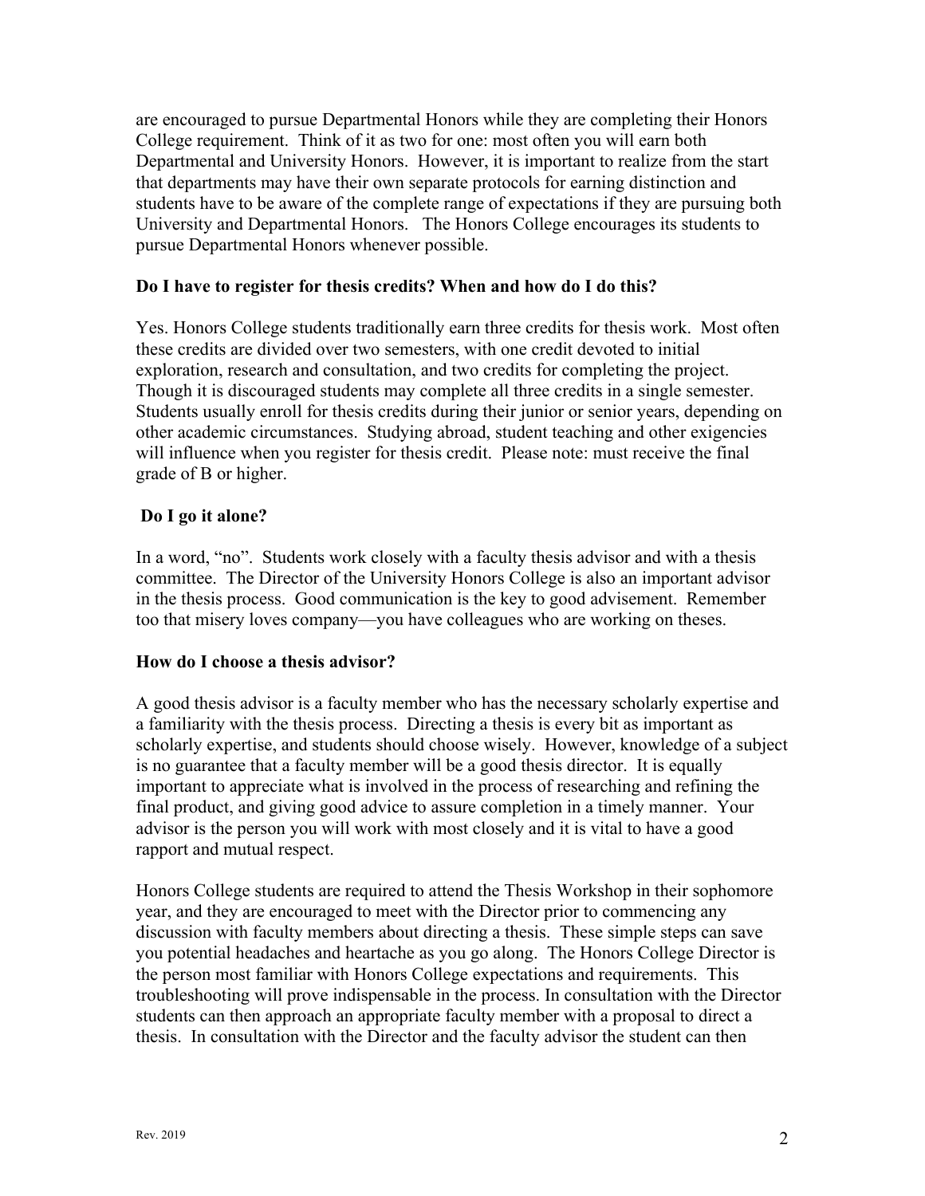are encouraged to pursue Departmental Honors while they are completing their Honors College requirement. Think of it as two for one: most often you will earn both Departmental and University Honors. However, it is important to realize from the start that departments may have their own separate protocols for earning distinction and students have to be aware of the complete range of expectations if they are pursuing both University and Departmental Honors. The Honors College encourages its students to pursue Departmental Honors whenever possible.

**Do I have to register for thesis credits? When and how do I do this?**

Yes. Honors College students traditionally earn three credits for thesis work. Most often these credits are divided over two semesters, with one credit devoted to initial exploration, research and consultation, and two credits for completing the project. Though it is discouraged students may complete all three credits in a single semester. Students usually enroll for thesis credits during their junior or senior years, depending on other academic circumstances. Studying abroad, student teaching and other exigencies will influence when you register for thesis credit. Please note: must receive the final grade of B or higher.

**Do I go it alone?**

In a word, "no". Students work closely with a faculty thesis advisor and with a thesis committee. The Director of the University Honors College is also an important advisor in the thesis process. Good communication is the key to good advisement. Remember too that misery loves company—you have colleagues who are working on theses.

**How do I choose a thesis advisor?**

A good thesis advisor is a faculty member who has the necessary scholarly expertise and a familiarity with the thesis process. Directing a thesis is every bit as important as scholarly expertise, and students should choose wisely. However, knowledge of a subject is no guarantee that a faculty member will be a good thesis director. It is equally important to appreciate what is involved in the process of researching and refining the final product, and giving good advice to assure completion in a timely manner. Your advisor is the person you will work with most closely and it is vital to have a good rapport and mutual respect.

Honors College students are required to attend the Thesis Workshop in their sophomore year, and they are encouraged to meet with the Director prior to commencing any discussion with faculty members about directing a thesis. These simple steps can save you potential headaches and heartache as you go along. The Honors College Director is the person most familiar with Honors College expectations and requirements. This troubleshooting will prove indispensable in the process. In consultation with the Director students can then approach an appropriate faculty member with a proposal to direct a thesis. In consultation with the Director and the faculty advisor the student can then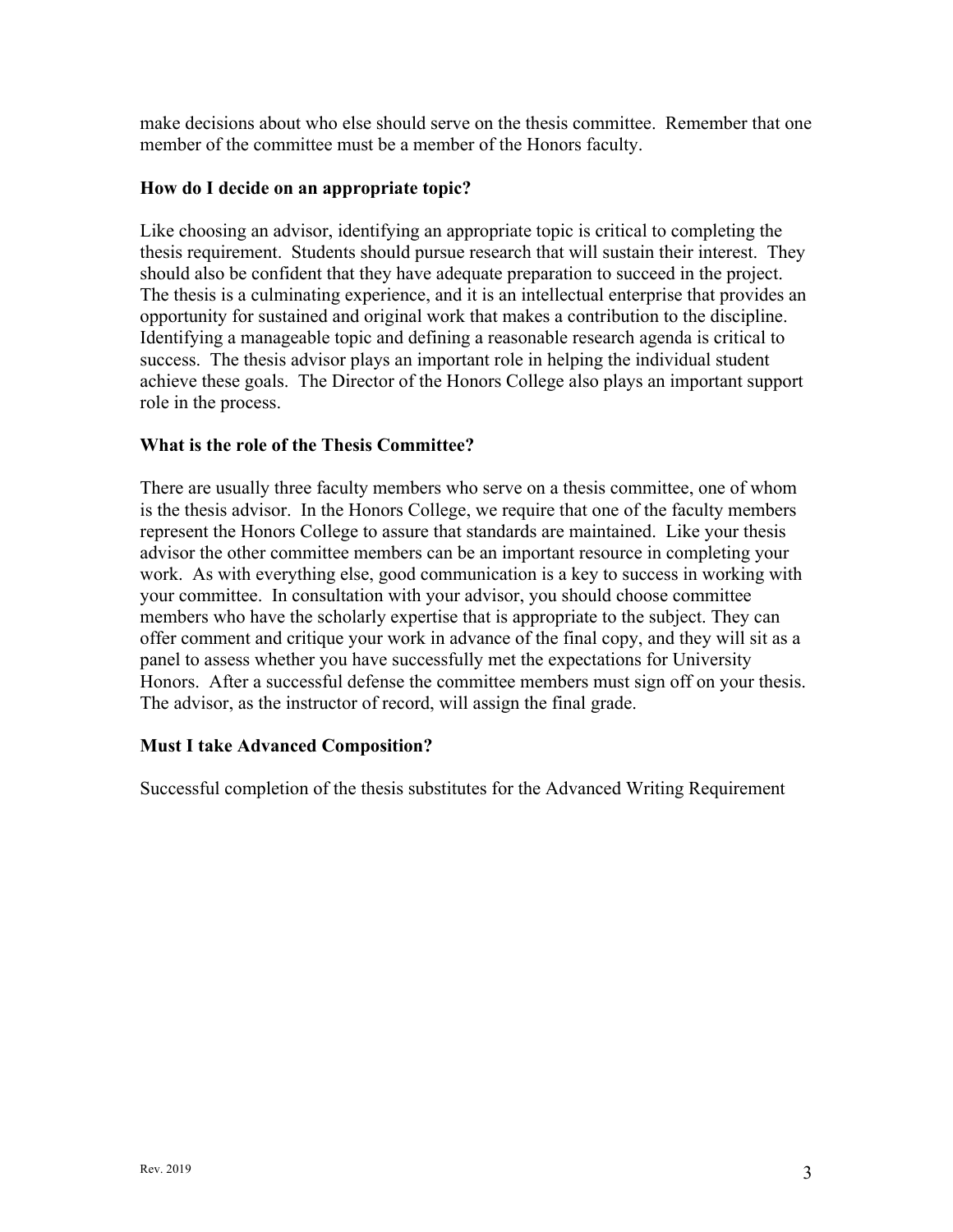make decisions about who else should serve on the thesis committee. Remember that one member of the committee must be a member of the Honors faculty.

### How do I decide on an appropriate topic?

Like choosing an advisor, identifying an appropriate topic is critical to completing the thesis requirement. Students should pursue research that will sustain their interest. They should also be confident that they have adequate preparation to succeed in the project. The thesis is a culminating experience, and it is an intellectual enterprise that provides an opportunity for sustained and original work that makes a contribution to the discipline. Identifying a manageable topic and defining a reasonable research agenda is critical to success. The thesis advisor plays an important role in helping the individual student achieve these goals. The Director of the Honors College also plays an important support role in the process.

### What is the role of the Thesis Committee?

There are usually three faculty members who serve on a thesis committee, one of whom is the thesis advisor. In the Honors College, we require that one of the faculty members represent the Honors College to assure that standards are maintained. Like your thesis advisor the other committee members can be an important resource in completing your work. As with everything else, good communication is a key to success in working with your committee. In consultation with your advisor, you should choose committee members who have the scholarly expertise that is appropriate to the subject. They can offer comment and critique your work in advance of the final copy, and they will sit as a panel to assess whether you have successfully met the expectations for University Honors. After a successful defense the committee members must sign off on your thesis. The advisor, as the instructor of record, will assign the final grade.

### Must I take Advanced Composition?

Successful completion of the thesis substitutes for the Advanced Writing Requirement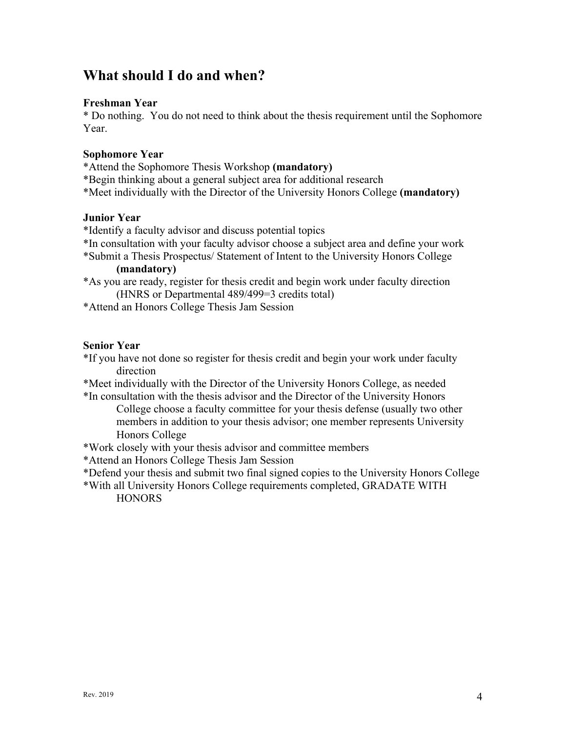## What should I do and when?

**Freshman Year**

* Do nothing.  You do not need to think about the thesis requirement until the Sophomore Year.

**Sophomore Year**

*Attend the Sophomore Thesis Workshop **(mandatory)**
*Begin thinking about a general subject area for additional research
*Meet individually with the Director of the University Honors College **(mandatory)**

**Junior Year**

*Identify a faculty advisor and discuss potential topics
*In consultation with your faculty advisor choose a subject area and define your work
*Submit a Thesis Prospectus/ Statement of Intent to the University Honors College **(mandatory)**
*As you are ready, register for thesis credit and begin work under faculty direction (HNRS or Departmental 489/499=3 credits total)
*Attend an Honors College Thesis Jam Session

**Senior Year**

*If you have not done so register for thesis credit and begin your work under faculty direction
*Meet individually with the Director of the University Honors College, as needed
*In consultation with the thesis advisor and the Director of the University Honors College choose a faculty committee for your thesis defense (usually two other members in addition to your thesis advisor; one member represents University Honors College
*Work closely with your thesis advisor and committee members
*Attend an Honors College Thesis Jam Session
*Defend your thesis and submit two final signed copies to the University Honors College
*With all University Honors College requirements completed, GRADATE WITH HONORS

Rev. 2019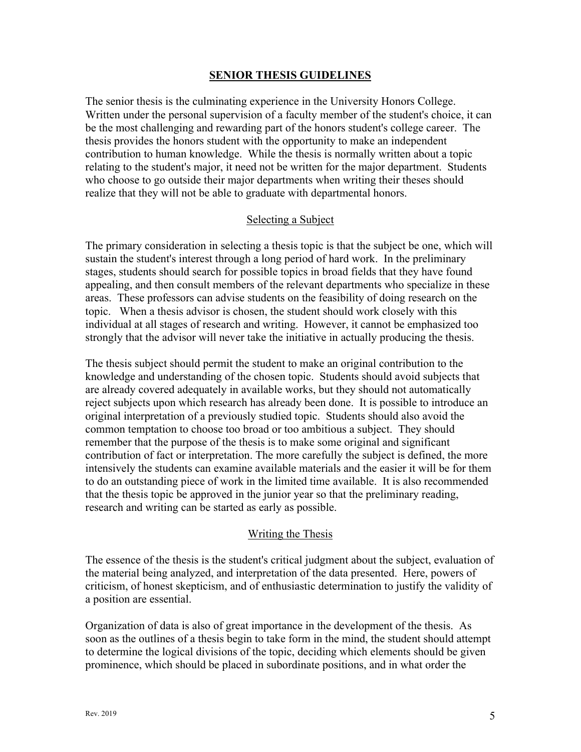## SENIOR THESIS GUIDELINES

The senior thesis is the culminating experience in the University Honors College. Written under the personal supervision of a faculty member of the student's choice, it can be the most challenging and rewarding part of the honors student's college career. The thesis provides the honors student with the opportunity to make an independent contribution to human knowledge. While the thesis is normally written about a topic relating to the student's major, it need not be written for the major department. Students who choose to go outside their major departments when writing their theses should realize that they will not be able to graduate with departmental honors.

### Selecting a Subject

The primary consideration in selecting a thesis topic is that the subject be one, which will sustain the student's interest through a long period of hard work. In the preliminary stages, students should search for possible topics in broad fields that they have found appealing, and then consult members of the relevant departments who specialize in these areas. These professors can advise students on the feasibility of doing research on the topic. When a thesis advisor is chosen, the student should work closely with this individual at all stages of research and writing. However, it cannot be emphasized too strongly that the advisor will never take the initiative in actually producing the thesis.

The thesis subject should permit the student to make an original contribution to the knowledge and understanding of the chosen topic. Students should avoid subjects that are already covered adequately in available works, but they should not automatically reject subjects upon which research has already been done. It is possible to introduce an original interpretation of a previously studied topic. Students should also avoid the common temptation to choose too broad or too ambitious a subject. They should remember that the purpose of the thesis is to make some original and significant contribution of fact or interpretation. The more carefully the subject is defined, the more intensively the students can examine available materials and the easier it will be for them to do an outstanding piece of work in the limited time available. It is also recommended that the thesis topic be approved in the junior year so that the preliminary reading, research and writing can be started as early as possible.

### Writing the Thesis

The essence of the thesis is the student's critical judgment about the subject, evaluation of the material being analyzed, and interpretation of the data presented. Here, powers of criticism, of honest skepticism, and of enthusiastic determination to justify the validity of a position are essential.

Organization of data is also of great importance in the development of the thesis. As soon as the outlines of a thesis begin to take form in the mind, the student should attempt to determine the logical divisions of the topic, deciding which elements should be given prominence, which should be placed in subordinate positions, and in what order the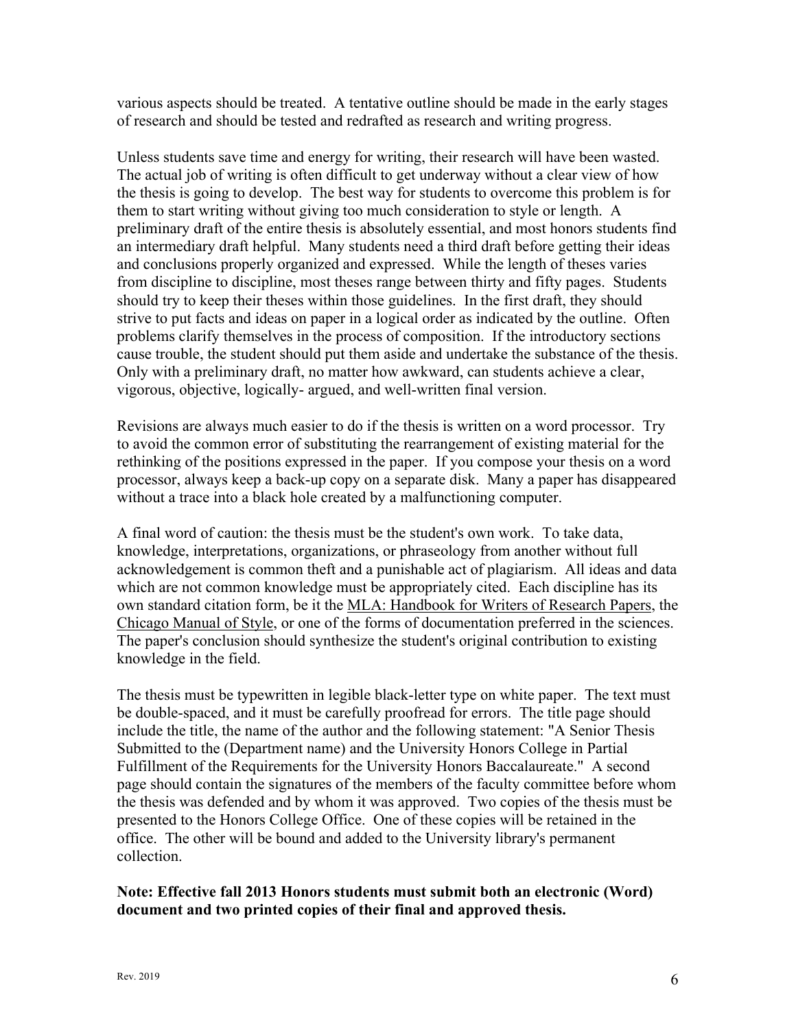various aspects should be treated. A tentative outline should be made in the early stages of research and should be tested and redrafted as research and writing progress.

Unless students save time and energy for writing, their research will have been wasted. The actual job of writing is often difficult to get underway without a clear view of how the thesis is going to develop. The best way for students to overcome this problem is for them to start writing without giving too much consideration to style or length. A preliminary draft of the entire thesis is absolutely essential, and most honors students find an intermediary draft helpful. Many students need a third draft before getting their ideas and conclusions properly organized and expressed. While the length of theses varies from discipline to discipline, most theses range between thirty and fifty pages. Students should try to keep their theses within those guidelines. In the first draft, they should strive to put facts and ideas on paper in a logical order as indicated by the outline. Often problems clarify themselves in the process of composition. If the introductory sections cause trouble, the student should put them aside and undertake the substance of the thesis. Only with a preliminary draft, no matter how awkward, can students achieve a clear, vigorous, objective, logically- argued, and well-written final version.

Revisions are always much easier to do if the thesis is written on a word processor. Try to avoid the common error of substituting the rearrangement of existing material for the rethinking of the positions expressed in the paper. If you compose your thesis on a word processor, always keep a back-up copy on a separate disk. Many a paper has disappeared without a trace into a black hole created by a malfunctioning computer.

A final word of caution: the thesis must be the student's own work. To take data, knowledge, interpretations, organizations, or phraseology from another without full acknowledgement is common theft and a punishable act of plagiarism. All ideas and data which are not common knowledge must be appropriately cited. Each discipline has its own standard citation form, be it the MLA: Handbook for Writers of Research Papers, the Chicago Manual of Style, or one of the forms of documentation preferred in the sciences. The paper's conclusion should synthesize the student's original contribution to existing knowledge in the field.

The thesis must be typewritten in legible black-letter type on white paper. The text must be double-spaced, and it must be carefully proofread for errors. The title page should include the title, the name of the author and the following statement: "A Senior Thesis Submitted to the (Department name) and the University Honors College in Partial Fulfillment of the Requirements for the University Honors Baccalaureate." A second page should contain the signatures of the members of the faculty committee before whom the thesis was defended and by whom it was approved. Two copies of the thesis must be presented to the Honors College Office. One of these copies will be retained in the office. The other will be bound and added to the University library's permanent collection.

**Note: Effective fall 2013 Honors students must submit both an electronic (Word) document and two printed copies of their final and approved thesis.**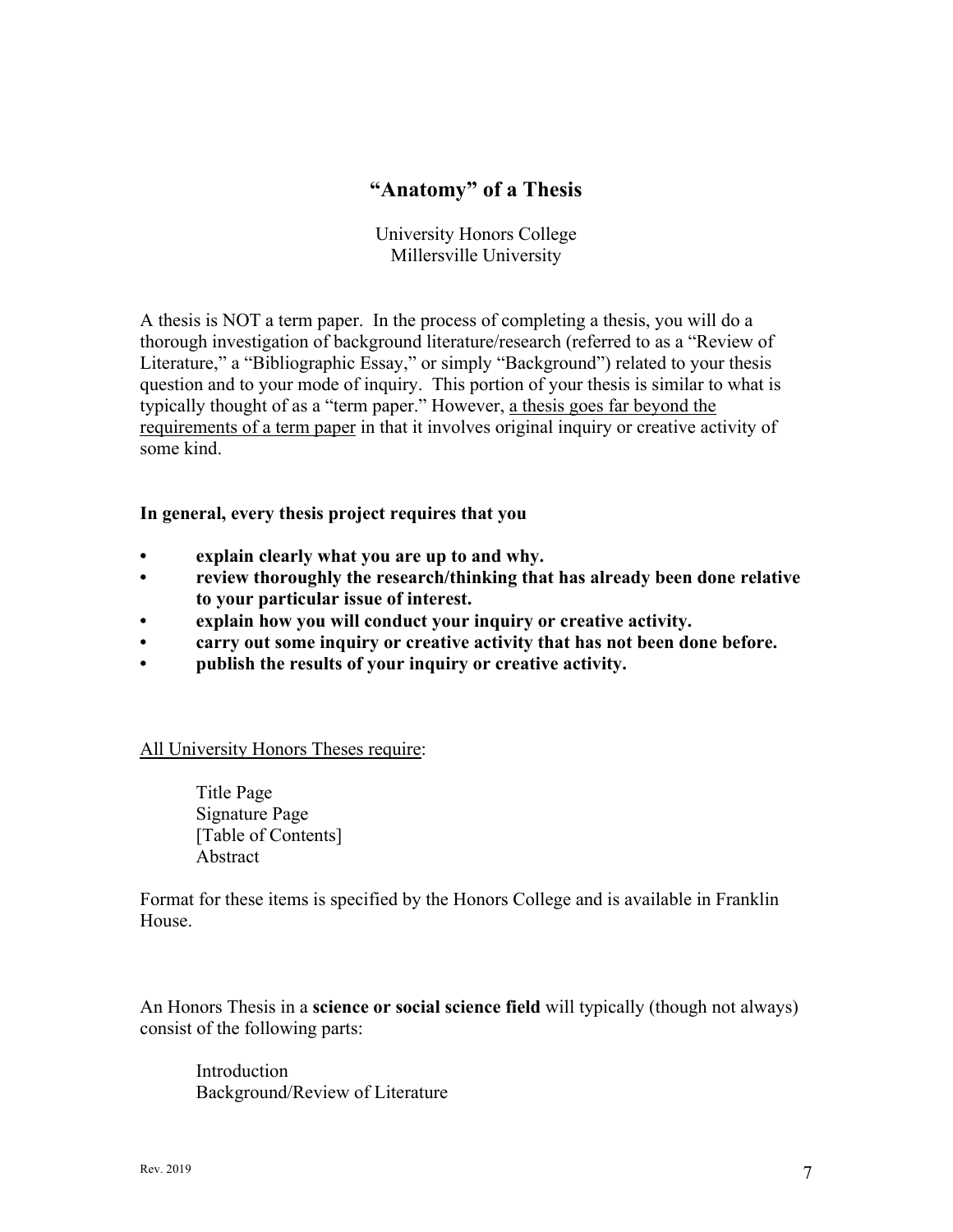# "Anatomy" of a Thesis

University Honors College
Millersville University

A thesis is NOT a term paper. In the process of completing a thesis, you will do a thorough investigation of background literature/research (referred to as a "Review of Literature," a "Bibliographic Essay," or simply "Background") related to your thesis question and to your mode of inquiry. This portion of your thesis is similar to what is typically thought of as a "term paper." However, <u>a thesis goes far beyond the requirements of a term paper</u> in that it involves original inquiry or creative activity of some kind.

**In general, every thesis project requires that you**

- **explain clearly what you are up to and why.**
- **review thoroughly the research/thinking that has already been done relative to your particular issue of interest.**
- **explain how you will conduct your inquiry or creative activity.**
- **carry out some inquiry or creative activity that has not been done before.**
- **publish the results of your inquiry or creative activity.**

<u>All University Honors Theses require</u>:

> Title Page
> Signature Page
> [Table of Contents]
> Abstract

Format for these items is specified by the Honors College and is available in Franklin House.

An Honors Thesis in a **science or social science field** will typically (though not always) consist of the following parts:

> Introduction
> Background/Review of Literature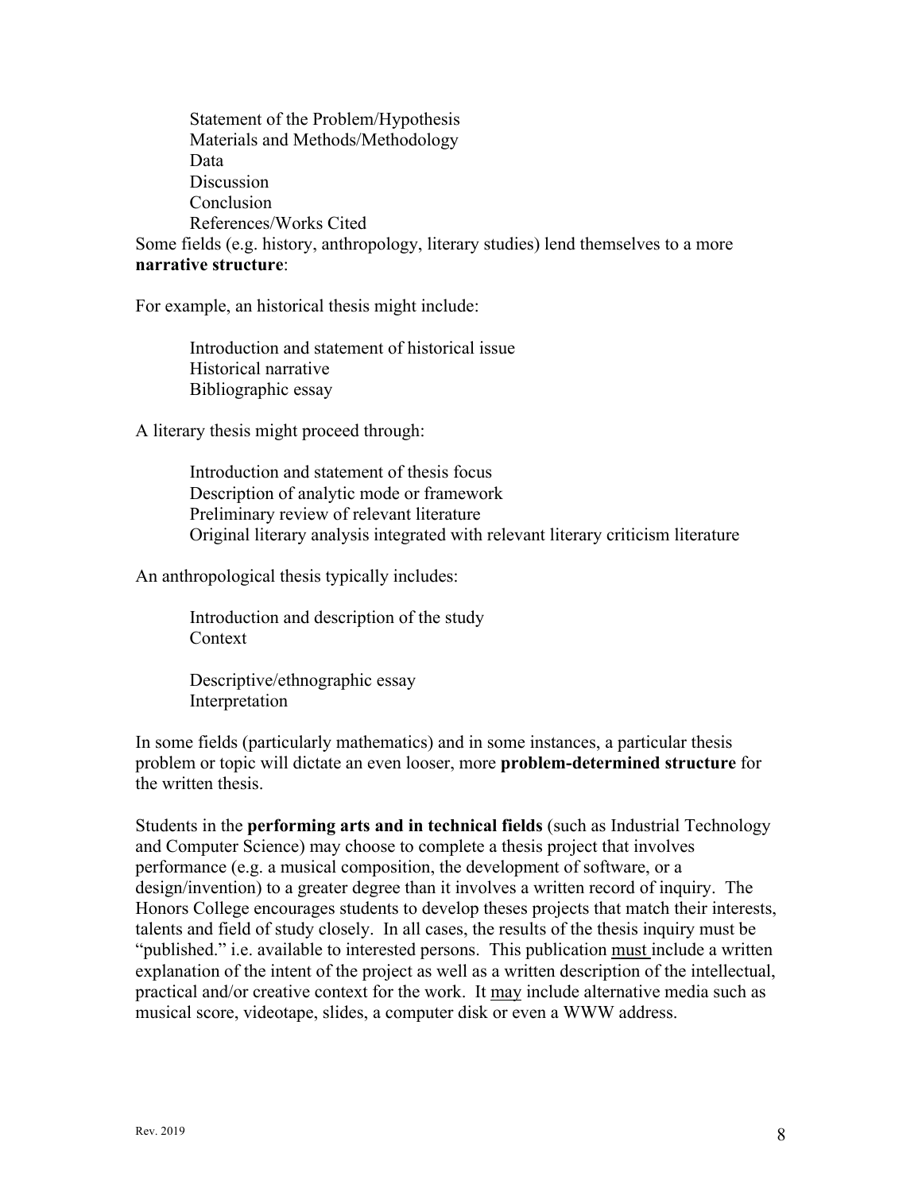Statement of the Problem/Hypothesis
Materials and Methods/Methodology
Data
Discussion
Conclusion
References/Works Cited

Some fields (e.g. history, anthropology, literary studies) lend themselves to a more **narrative structure**:

For example, an historical thesis might include:

Introduction and statement of historical issue
Historical narrative
Bibliographic essay

A literary thesis might proceed through:

Introduction and statement of thesis focus
Description of analytic mode or framework
Preliminary review of relevant literature
Original literary analysis integrated with relevant literary criticism literature

An anthropological thesis typically includes:

Introduction and description of the study
Context

Descriptive/ethnographic essay
Interpretation

In some fields (particularly mathematics) and in some instances, a particular thesis problem or topic will dictate an even looser, more **problem-determined structure** for the written thesis.

Students in the **performing arts and in technical fields** (such as Industrial Technology and Computer Science) may choose to complete a thesis project that involves performance (e.g. a musical composition, the development of software, or a design/invention) to a greater degree than it involves a written record of inquiry. The Honors College encourages students to develop theses projects that match their interests, talents and field of study closely. In all cases, the results of the thesis inquiry must be "published." i.e. available to interested persons. This publication <u>must</u> include a written explanation of the intent of the project as well as a written description of the intellectual, practical and/or creative context for the work. It <u>may</u> include alternative media such as musical score, videotape, slides, a computer disk or even a WWW address.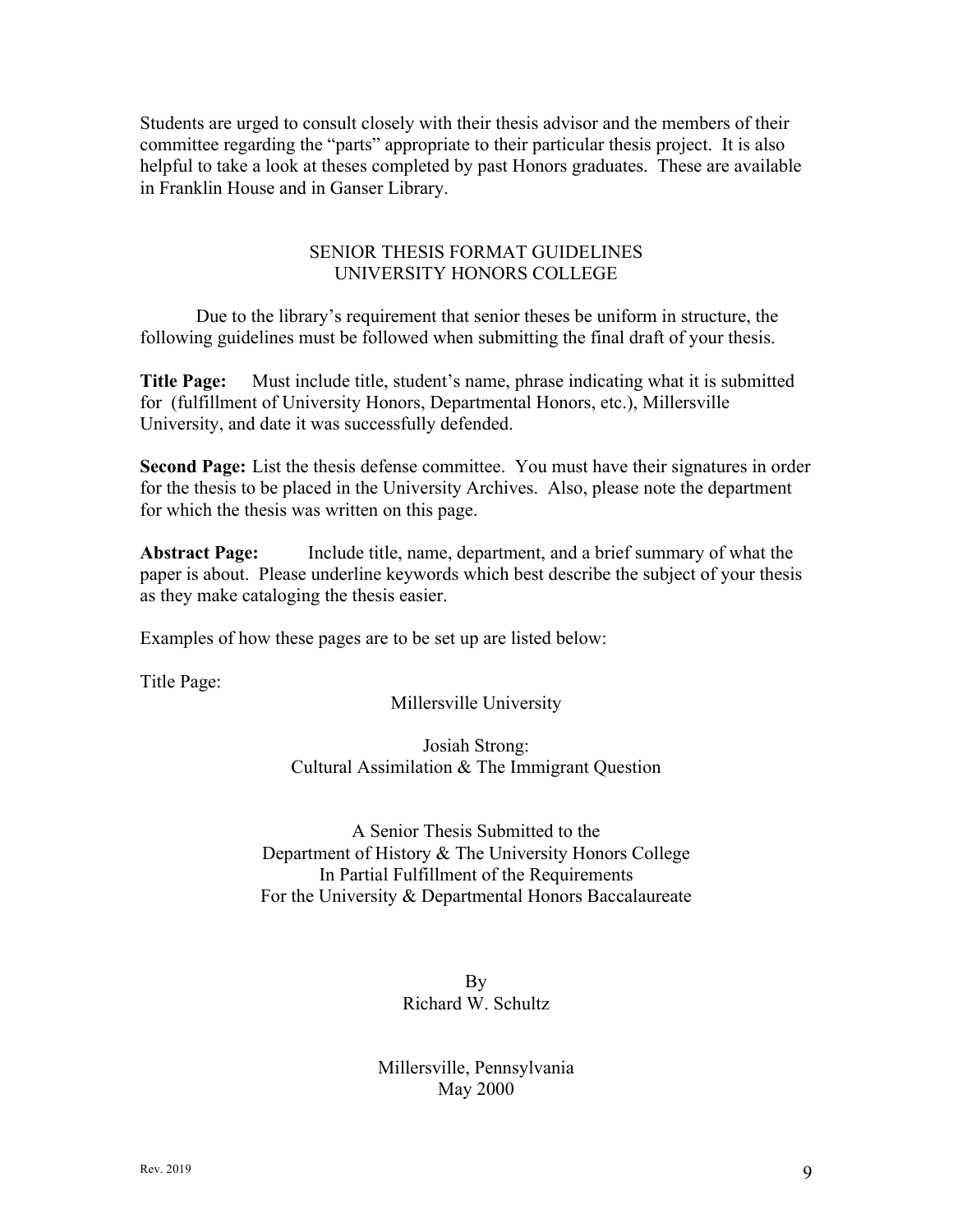Students are urged to consult closely with their thesis advisor and the members of their committee regarding the "parts" appropriate to their particular thesis project. It is also helpful to take a look at theses completed by past Honors graduates. These are available in Franklin House and in Ganser Library.

## SENIOR THESIS FORMAT GUIDELINES
## UNIVERSITY HONORS COLLEGE

Due to the library's requirement that senior theses be uniform in structure, the following guidelines must be followed when submitting the final draft of your thesis.

**Title Page:** Must include title, student's name, phrase indicating what it is submitted for (fulfillment of University Honors, Departmental Honors, etc.), Millersville University, and date it was successfully defended.

**Second Page:** List the thesis defense committee. You must have their signatures in order for the thesis to be placed in the University Archives. Also, please note the department for which the thesis was written on this page.

**Abstract Page:** Include title, name, department, and a brief summary of what the paper is about. Please underline keywords which best describe the subject of your thesis as they make cataloging the thesis easier.

Examples of how these pages are to be set up are listed below:

Title Page:

Millersville University

Josiah Strong:
Cultural Assimilation & The Immigrant Question

A Senior Thesis Submitted to the
Department of History & The University Honors College
In Partial Fulfillment of the Requirements
For the University & Departmental Honors Baccalaureate

By
Richard W. Schultz

Millersville, Pennsylvania
May 2000

Rev. 2019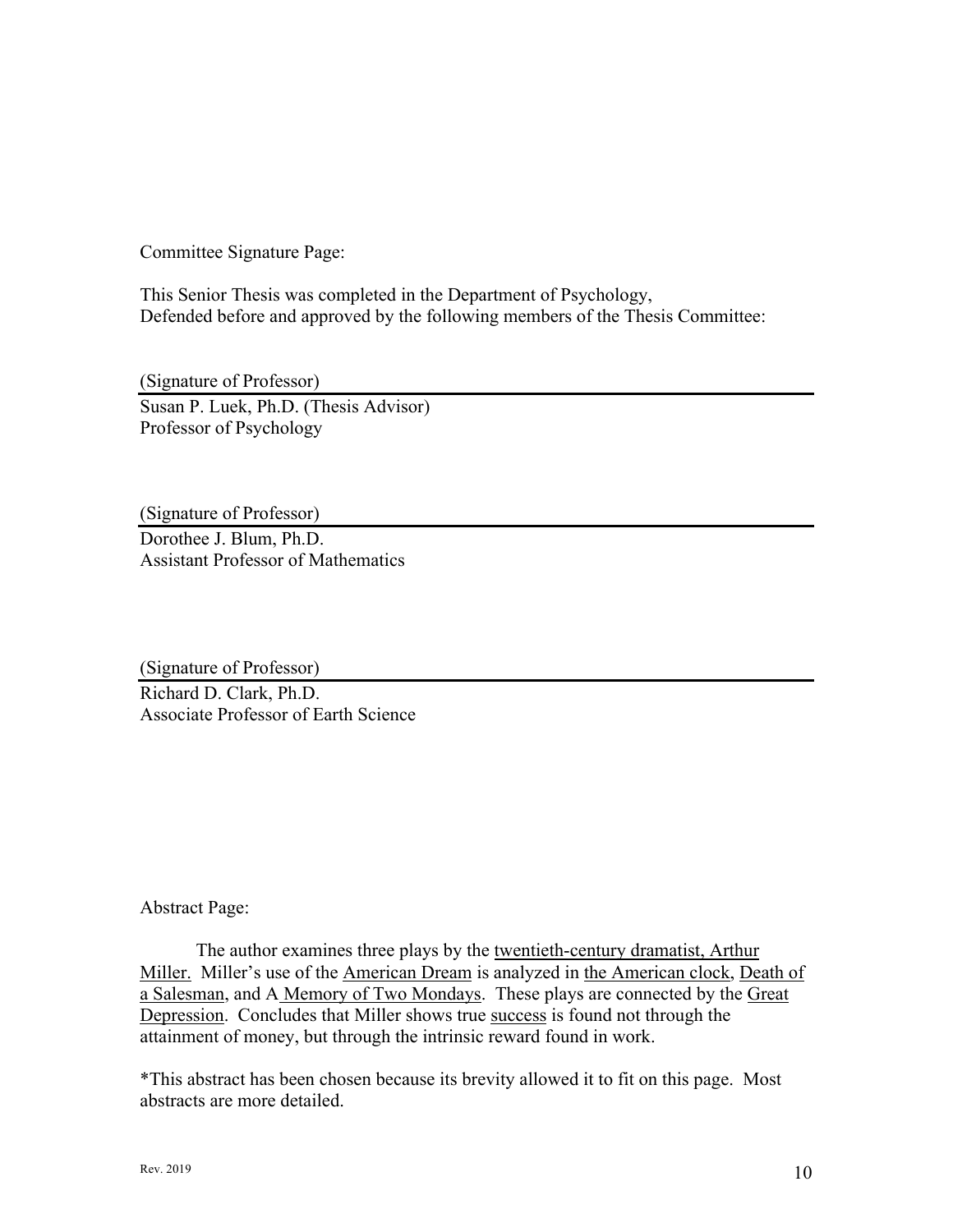Committee Signature Page:

This Senior Thesis was completed in the Department of Psychology,
Defended before and approved by the following members of the Thesis Committee:

(Signature of Professor)

Susan P. Luek, Ph.D. (Thesis Advisor)
Professor of Psychology

(Signature of Professor)

Dorothee J. Blum, Ph.D.
Assistant Professor of Mathematics

(Signature of Professor)

Richard D. Clark, Ph.D.
Associate Professor of Earth Science

Abstract Page:

The author examines three plays by the <u>twentieth-century dramatist, Arthur Miller.</u> Miller's use of the <u>American Dream</u> is analyzed in <u>the American clock</u>, <u>Death of a Salesman</u>, and A <u>Memory of Two Mondays</u>. These plays are connected by the <u>Great Depression</u>. Concludes that Miller shows true <u>success</u> is found not through the attainment of money, but through the intrinsic reward found in work.

*This abstract has been chosen because its brevity allowed it to fit on this page. Most abstracts are more detailed.

Rev. 2019